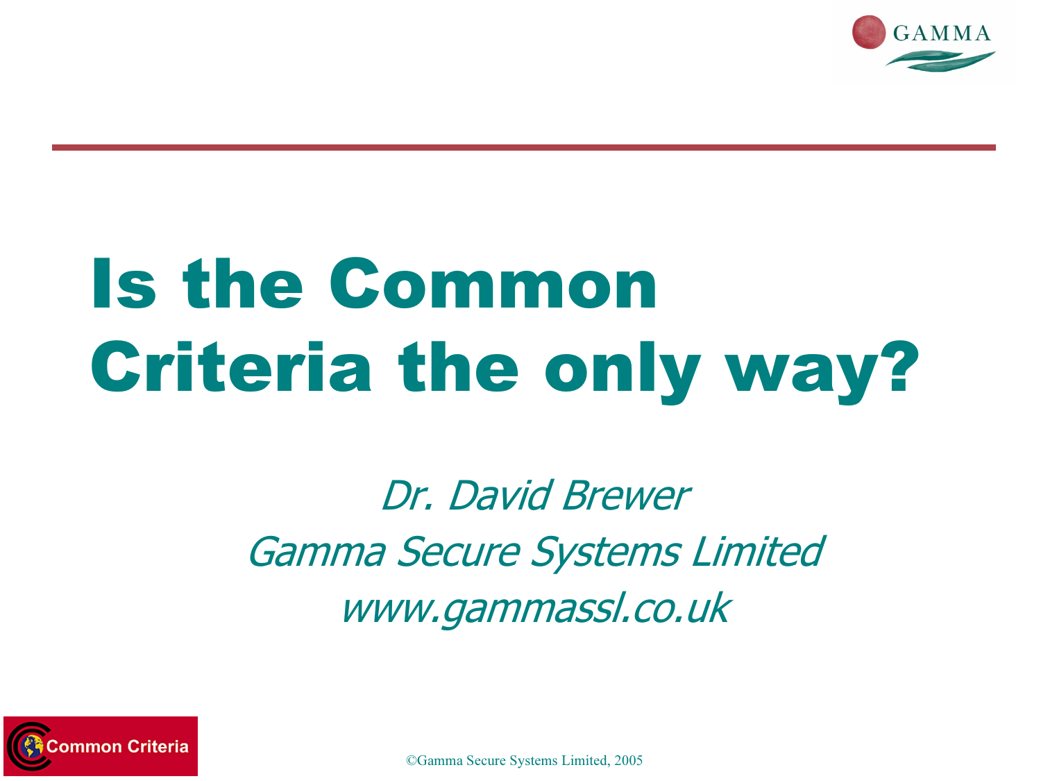# Is the Common Criteria the only way?

*Dr. David Brewer*

*Gamma Secure Systems Limited*

*www.gammassl.co.uk*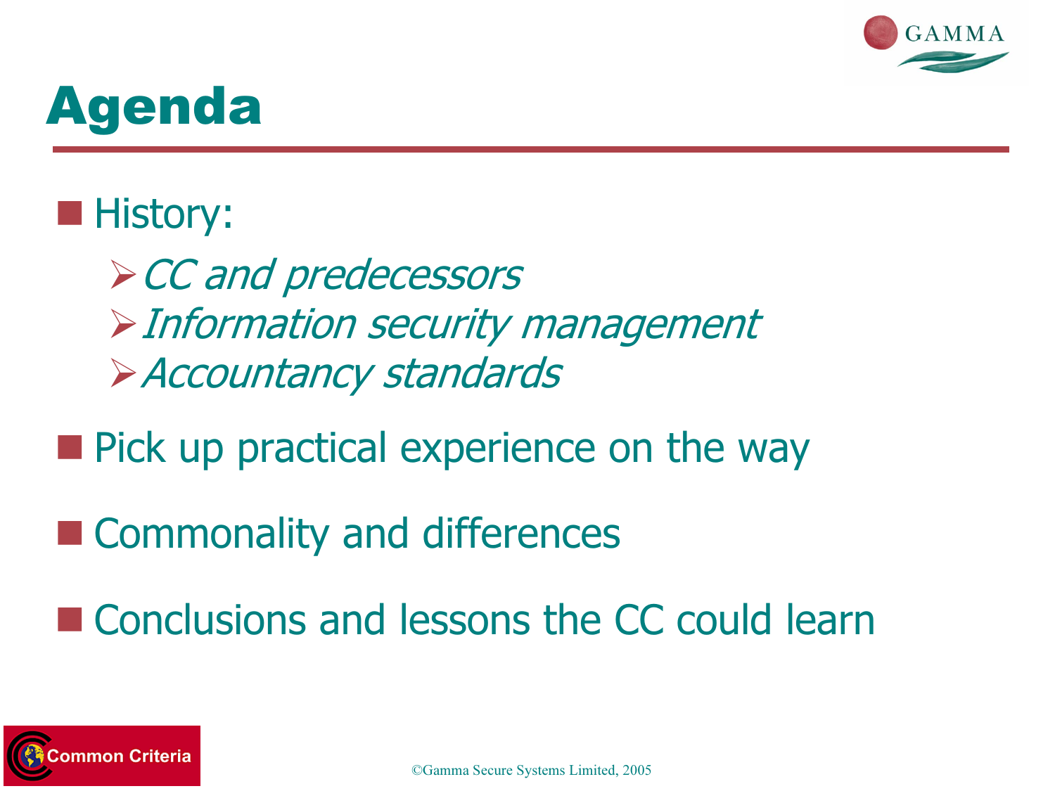# Agenda

- History:
  - *CC and predecessors*
  - *Information security management*
  - *Accountancy standards*
- Pick up practical experience on the way
- Commonality and differences
- Conclusions and lessons the CC could learn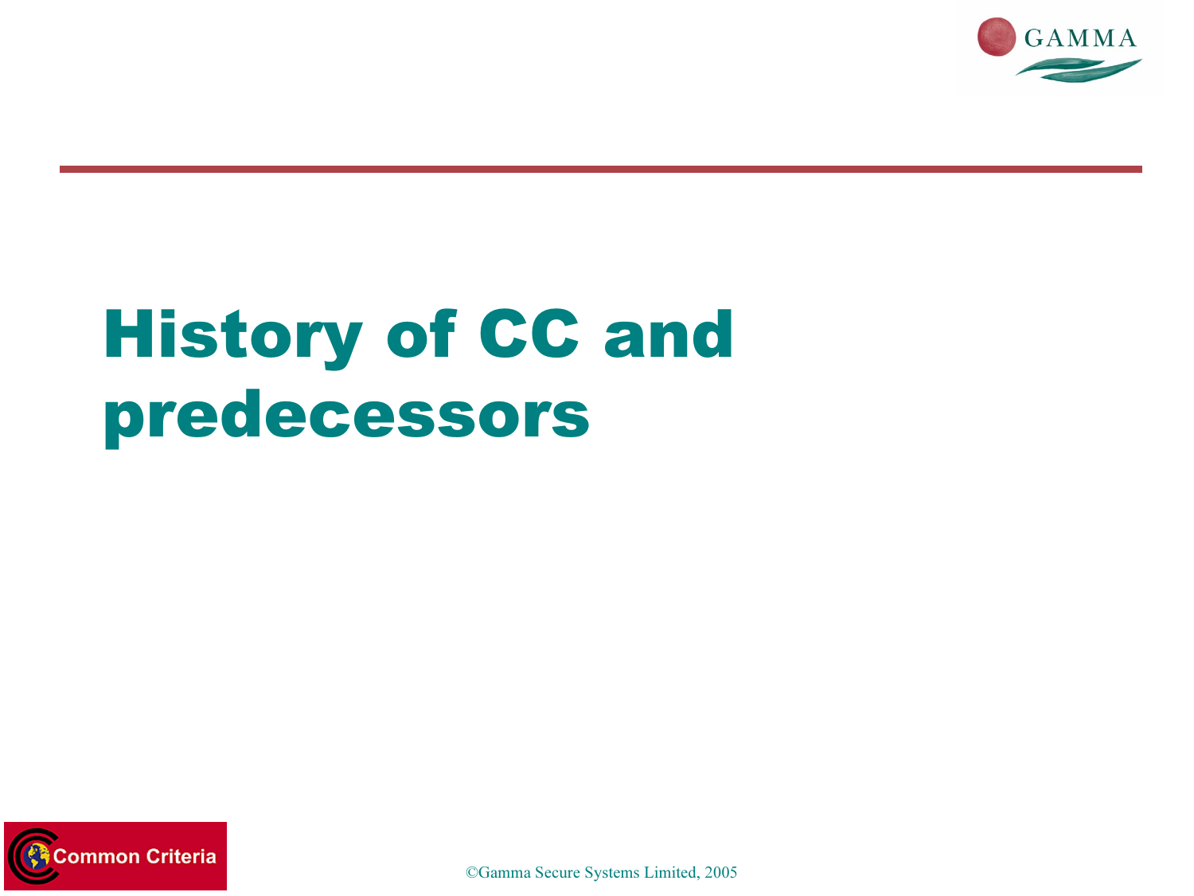# History of CC and predecessors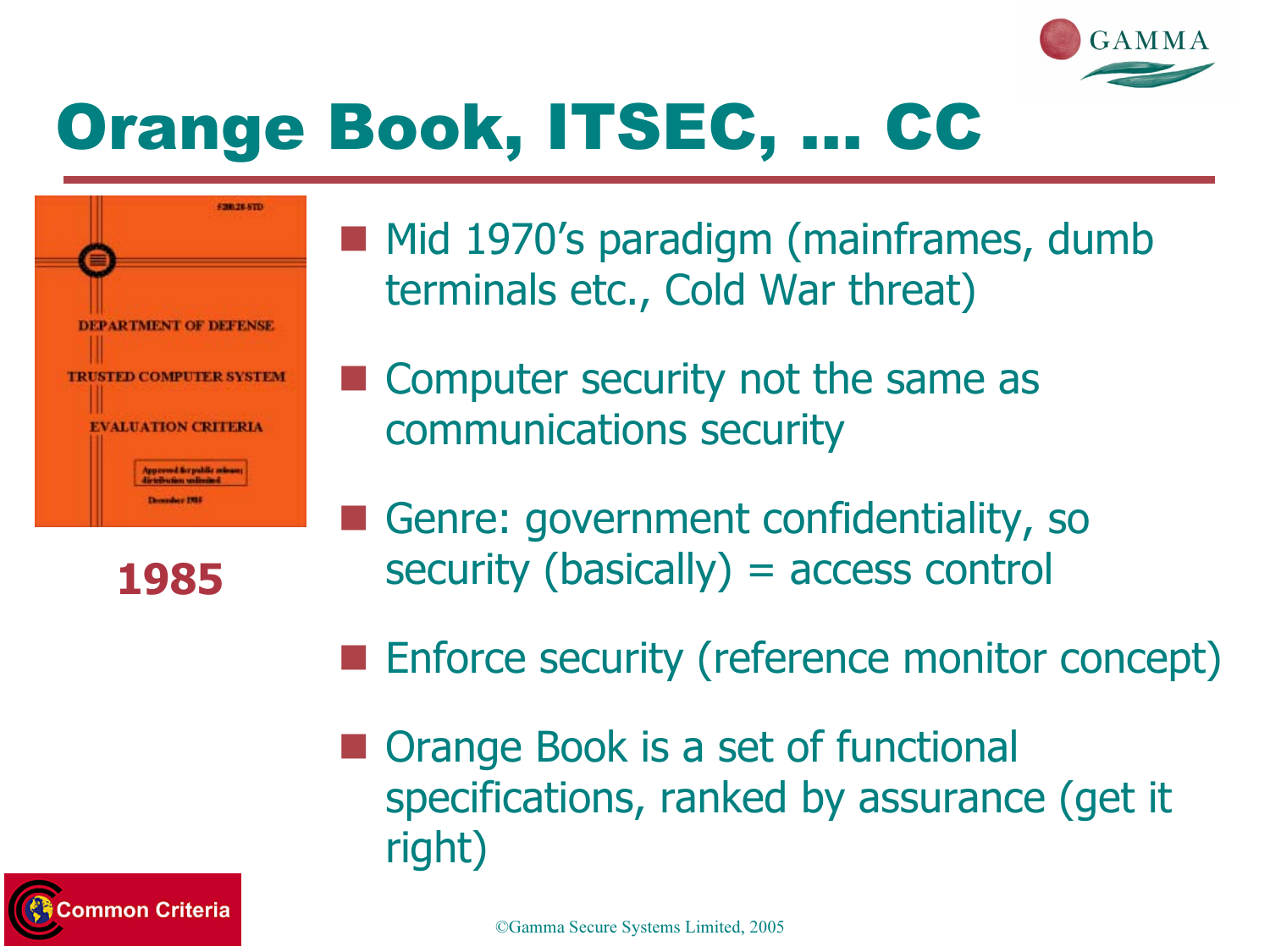# Orange Book, ITSEC, … CC

1985

- Mid 1970's paradigm (mainframes, dumb terminals etc., Cold War threat)
- Computer security not the same as communications security
- Genre: government confidentiality, so security (basically) = access control
- Enforce security (reference monitor concept)
- Orange Book is a set of functional specifications, ranked by assurance (get it right)

©Gamma Secure Systems Limited, 2005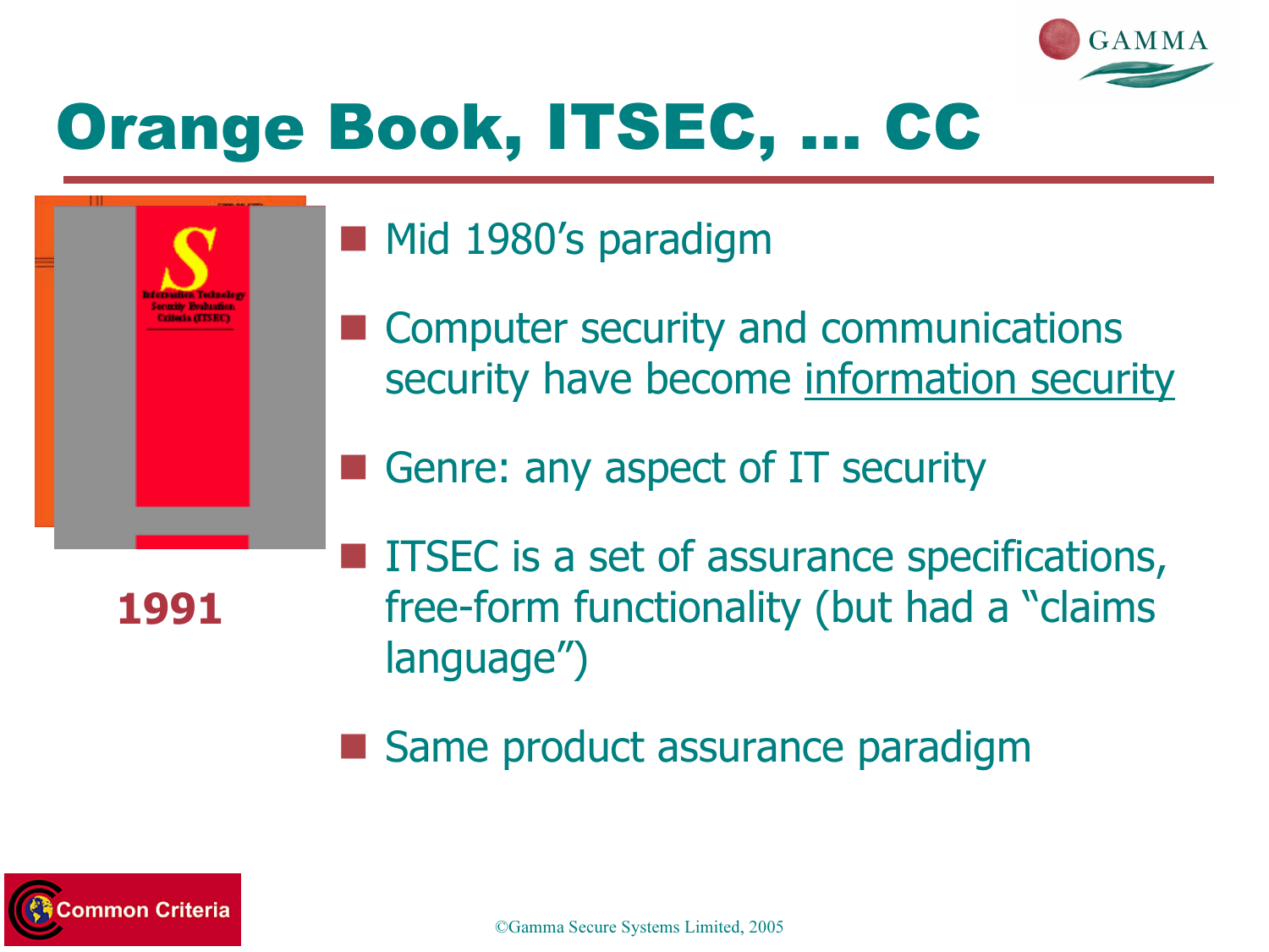# Orange Book, ITSEC, ... CC

1991

- Mid 1980's paradigm
- Computer security and communications security have become information security
- Genre: any aspect of IT security
- ITSEC is a set of assurance specifications, free-form functionality (but had a "claims language")
- Same product assurance paradigm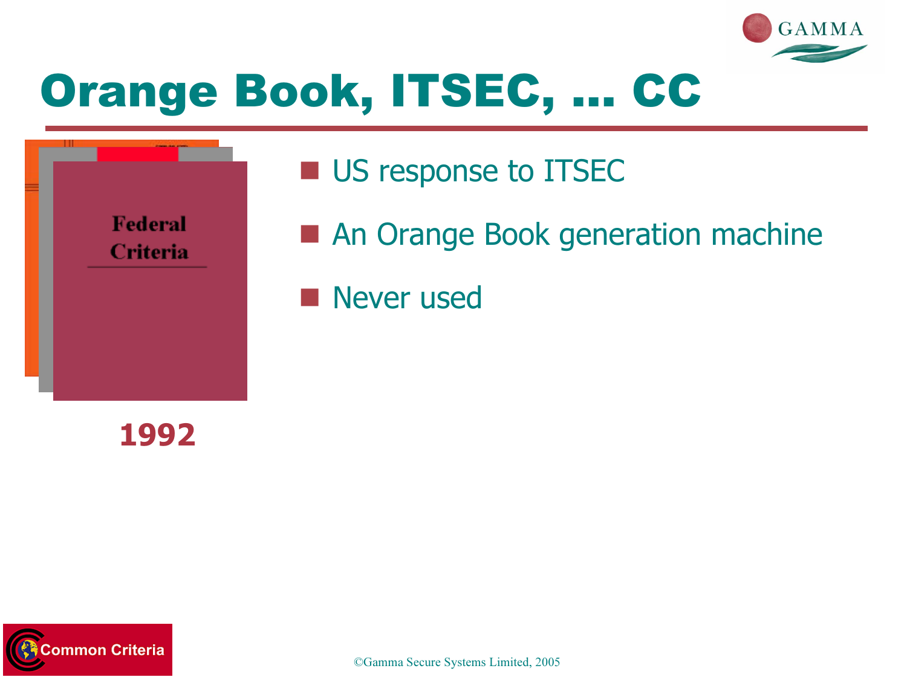# Orange Book, ITSEC, … CC

Federal Criteria

1992

- US response to ITSEC
- An Orange Book generation machine
- Never used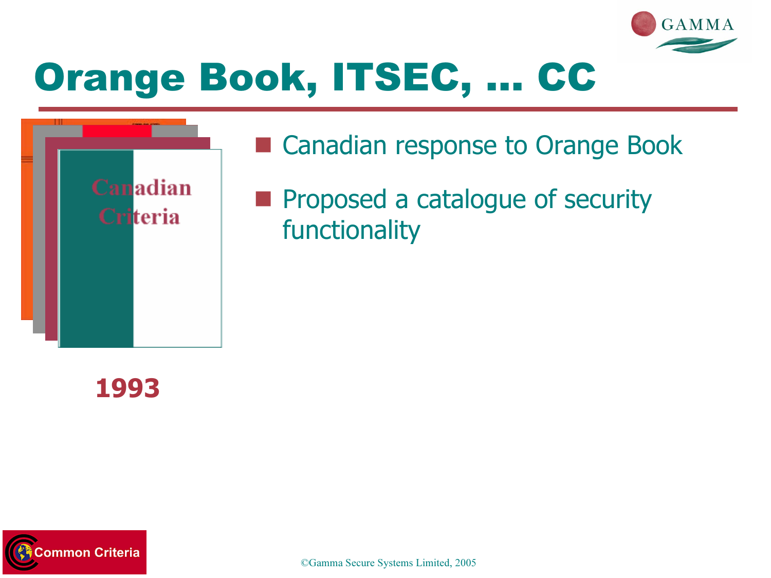# Orange Book, ITSEC, ... CC

Canadian Criteria

1993

- Canadian response to Orange Book
- Proposed a catalogue of security functionality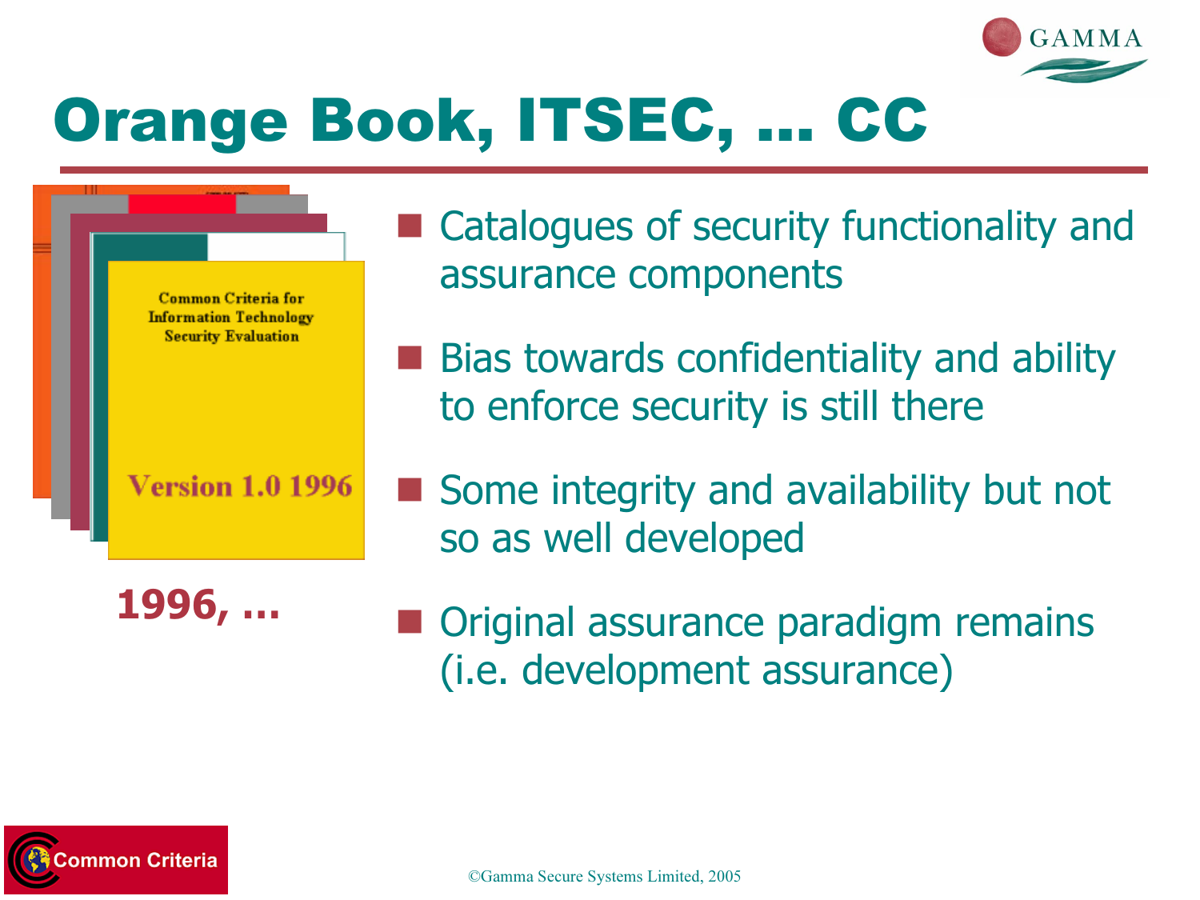# Orange Book, ITSEC, ... CC

Common Criteria for Information Technology Security Evaluation

Version 1.0 1996

**1996, ...**

- Catalogues of security functionality and assurance components
- Bias towards confidentiality and ability to enforce security is still there
- Some integrity and availability but not so as well developed
- Original assurance paradigm remains (i.e. development assurance)

©Gamma Secure Systems Limited, 2005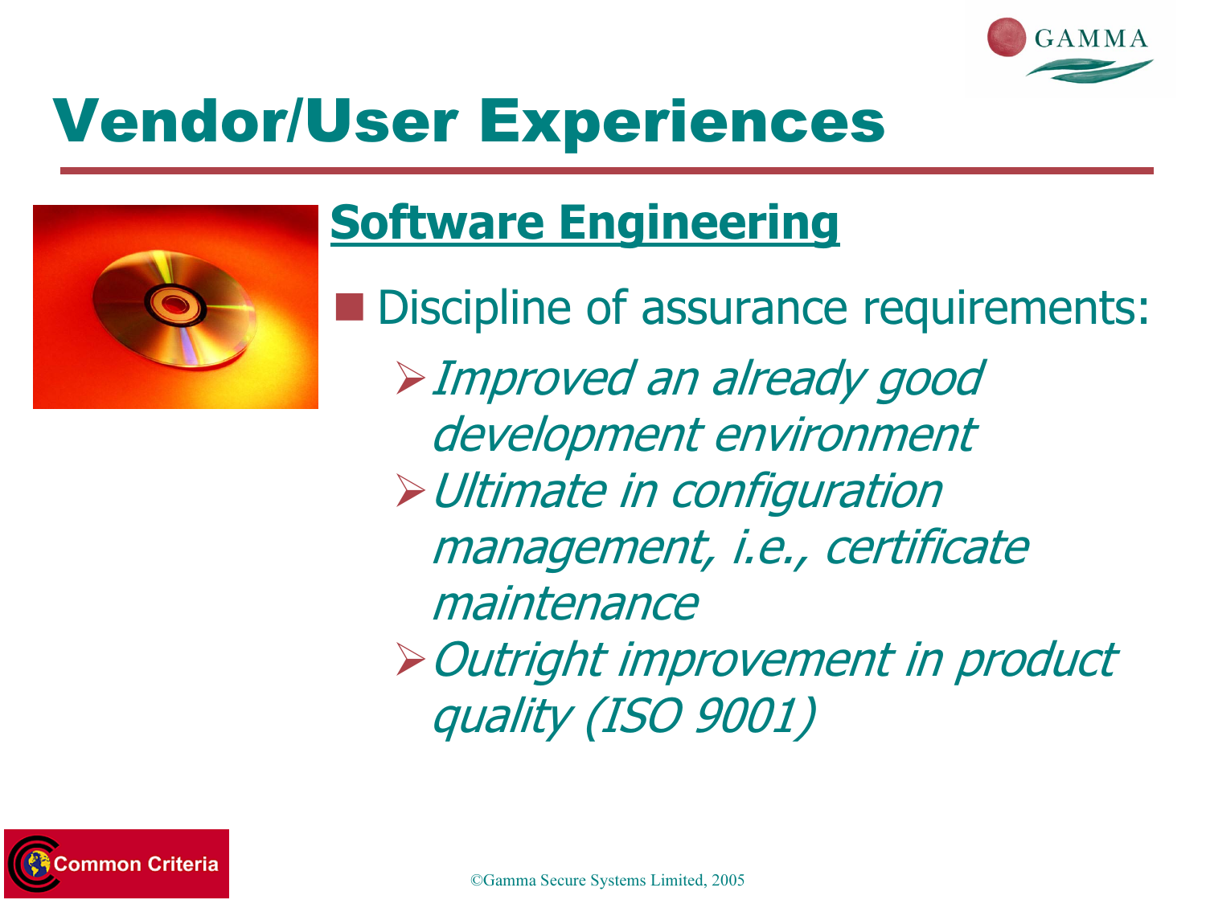# Vendor/User Experiences

## Software Engineering

- Discipline of assurance requirements:
  - *Improved an already good development environment*
  - *Ultimate in configuration management, i.e., certificate maintenance*
  - *Outright improvement in product quality (ISO 9001)*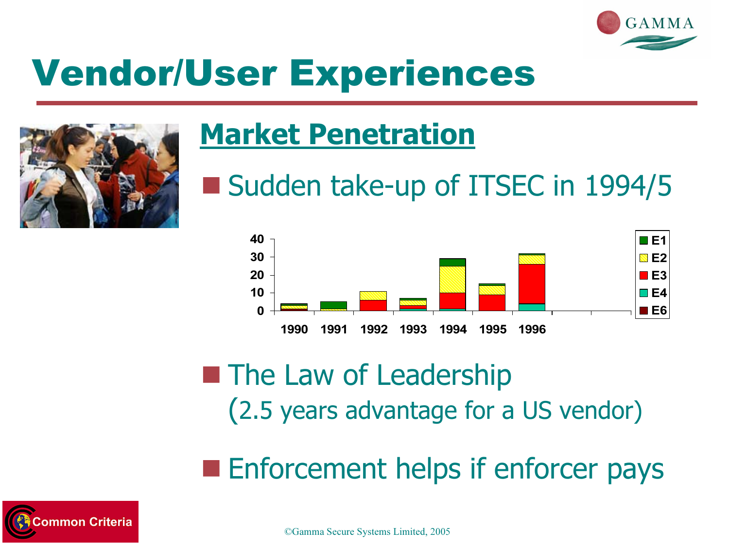# Vendor/User Experiences

## Market Penetration

- Sudden take-up of ITSEC in 1994/5

- The Law of Leadership
  (2.5 years advantage for a US vendor)

- Enforcement helps if enforcer pays

©Gamma Secure Systems Limited, 2005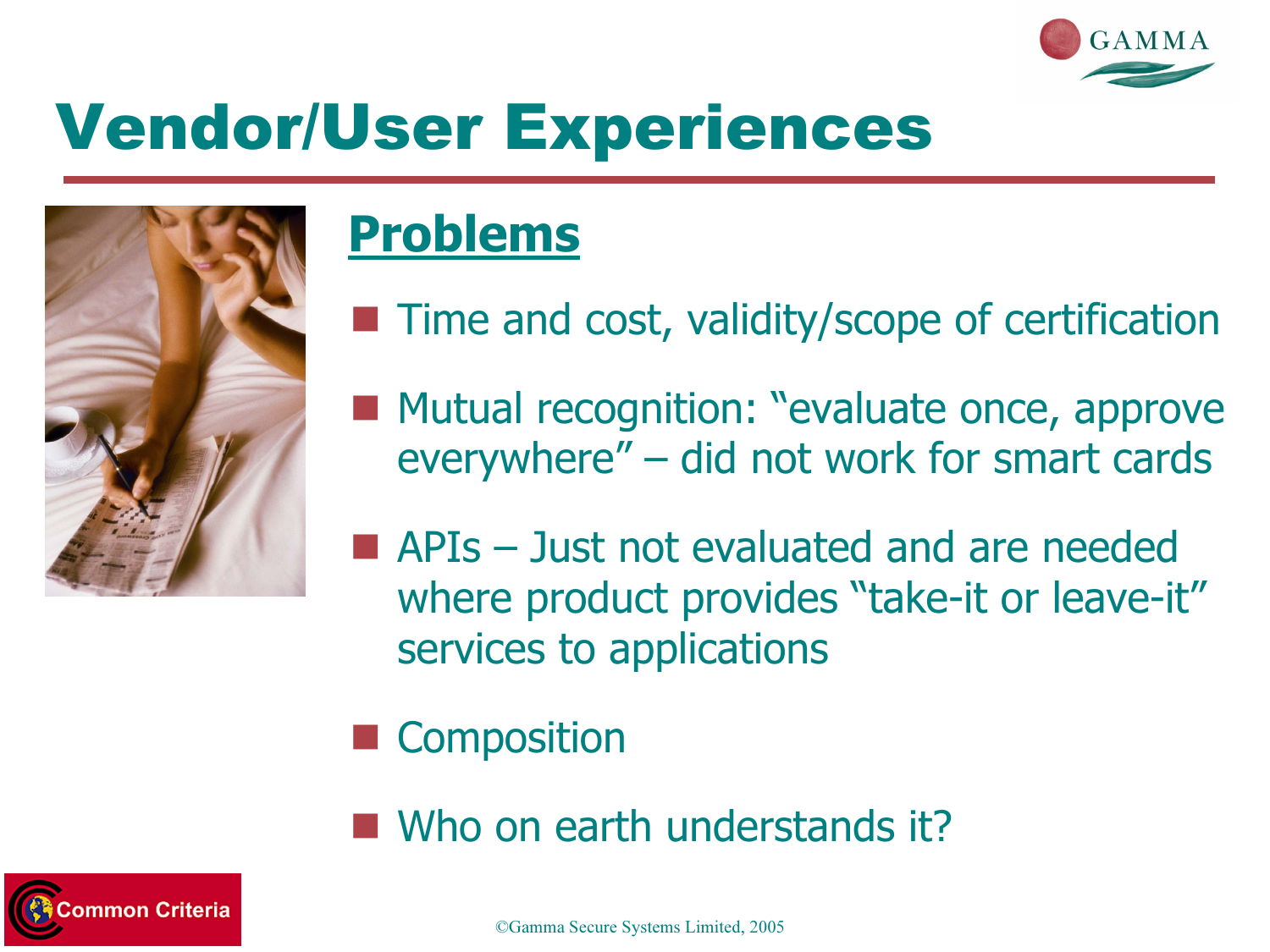# Vendor/User Experiences

## Problems

- Time and cost, validity/scope of certification
- Mutual recognition: "evaluate once, approve everywhere" – did not work for smart cards
- APIs – Just not evaluated and are needed where product provides "take-it or leave-it" services to applications
- Composition
- Who on earth understands it?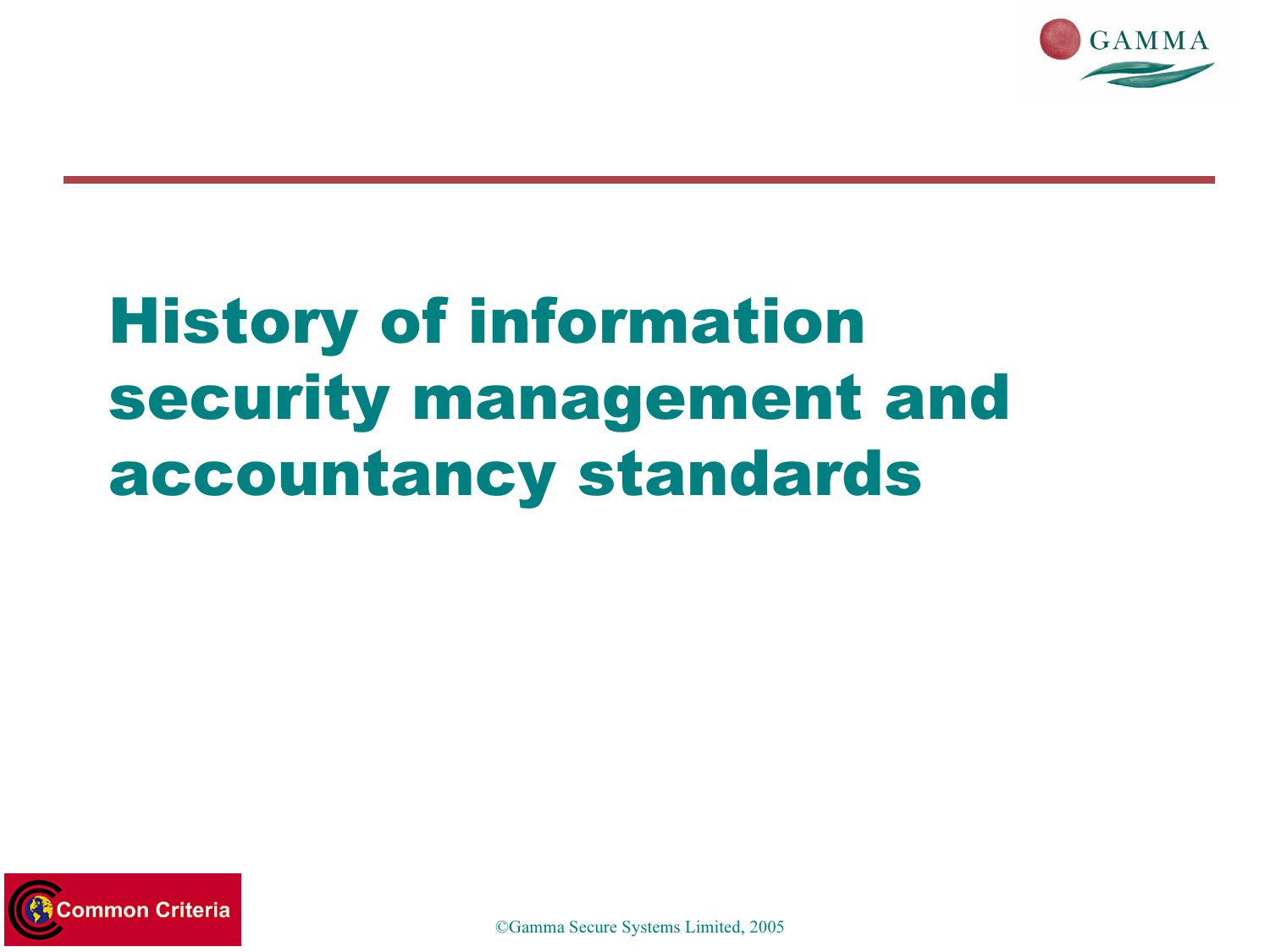# History of information security management and accountancy standards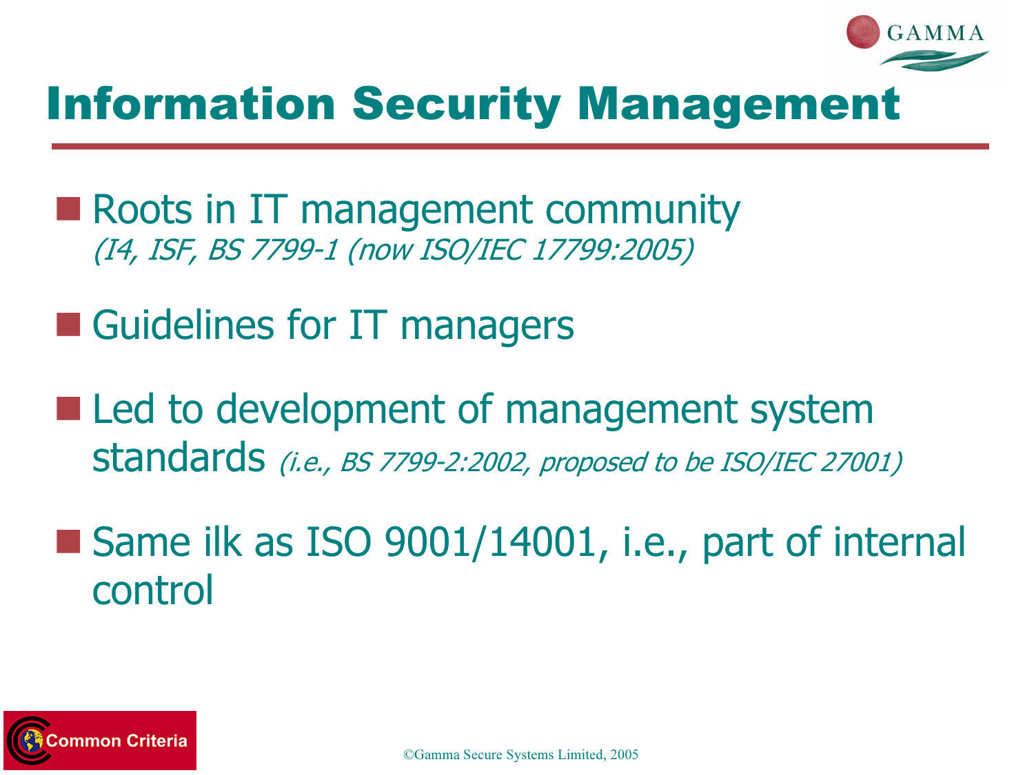# Information Security Management

- Roots in IT management community
  *(I4, ISF, BS 7799-1 (now ISO/IEC 17799:2005)*
- Guidelines for IT managers
- Led to development of management system standards *(i.e., BS 7799-2:2002, proposed to be ISO/IEC 27001)*
- Same ilk as ISO 9001/14001, i.e., part of internal control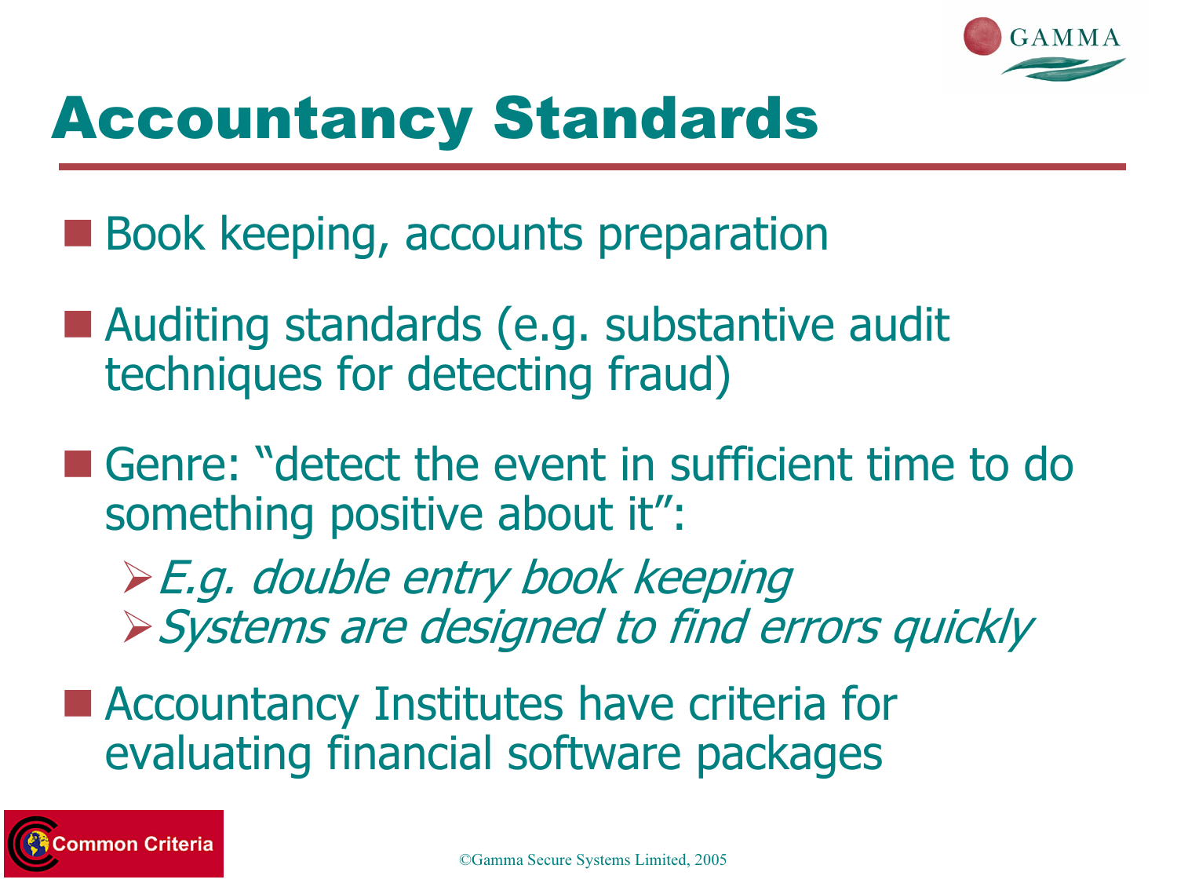# Accountancy Standards

- Book keeping, accounts preparation
- Auditing standards (e.g. substantive audit techniques for detecting fraud)
- Genre: "detect the event in sufficient time to do something positive about it":
  - *E.g. double entry book keeping*
  - *Systems are designed to find errors quickly*
- Accountancy Institutes have criteria for evaluating financial software packages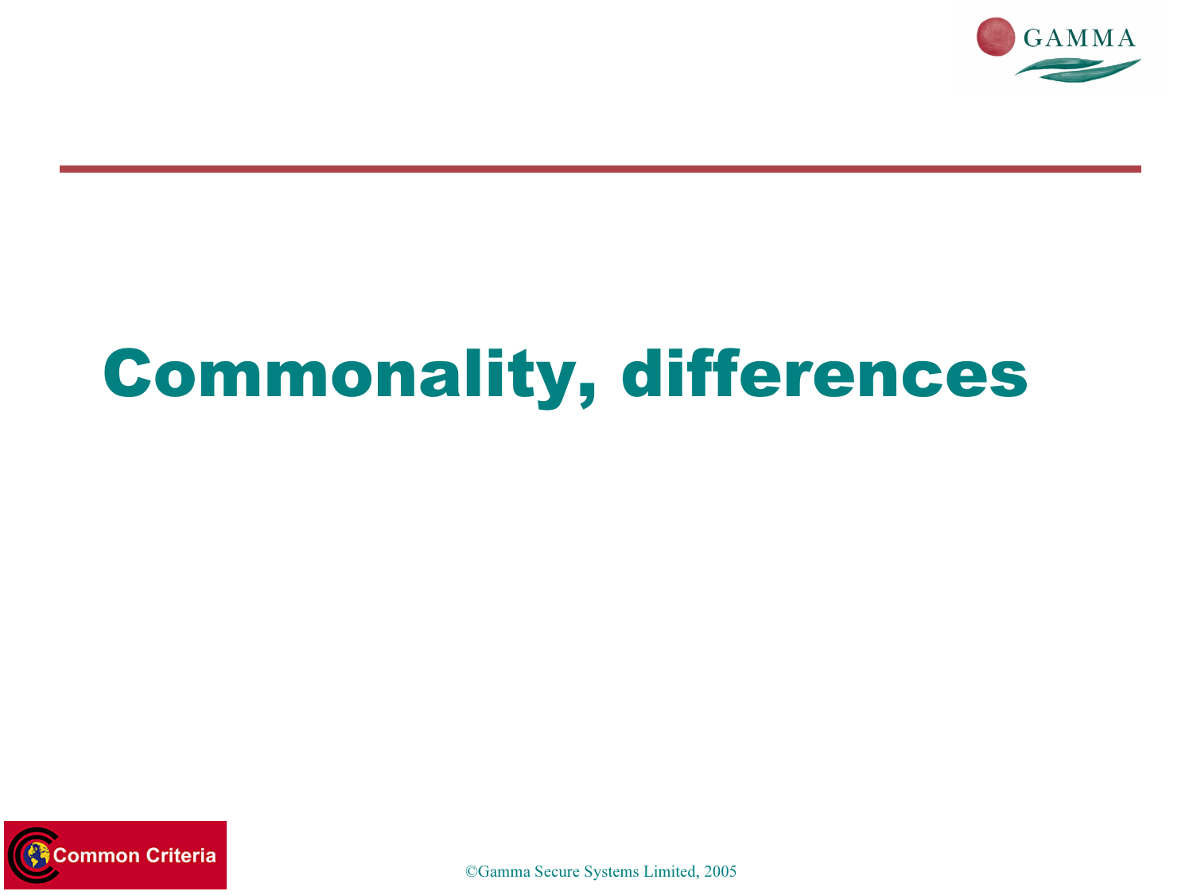# Commonality, differences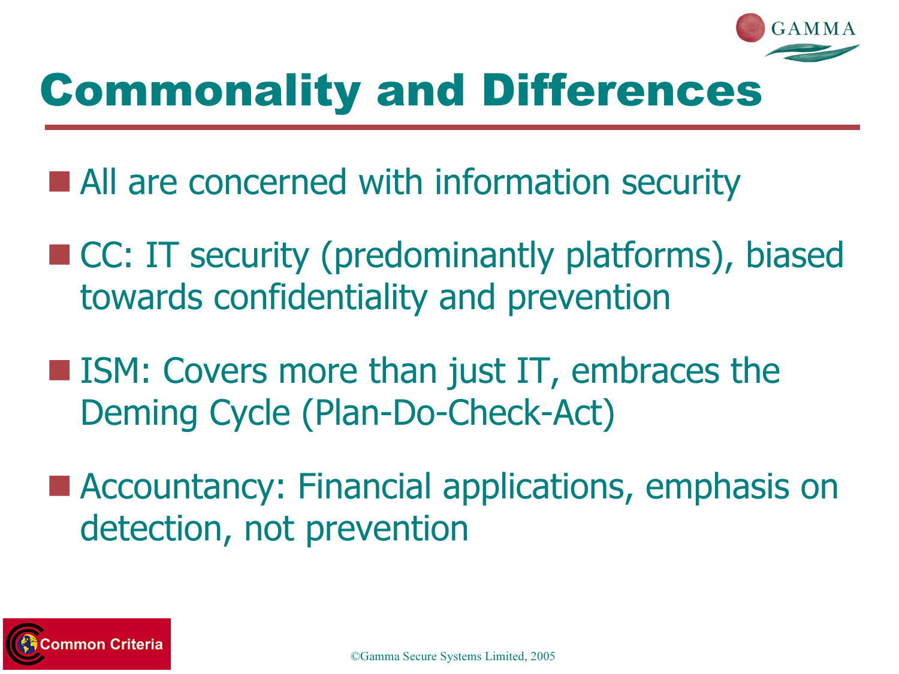# Commonality and Differences

- All are concerned with information security
- CC: IT security (predominantly platforms), biased towards confidentiality and prevention
- ISM: Covers more than just IT, embraces the Deming Cycle (Plan-Do-Check-Act)
- Accountancy: Financial applications, emphasis on detection, not prevention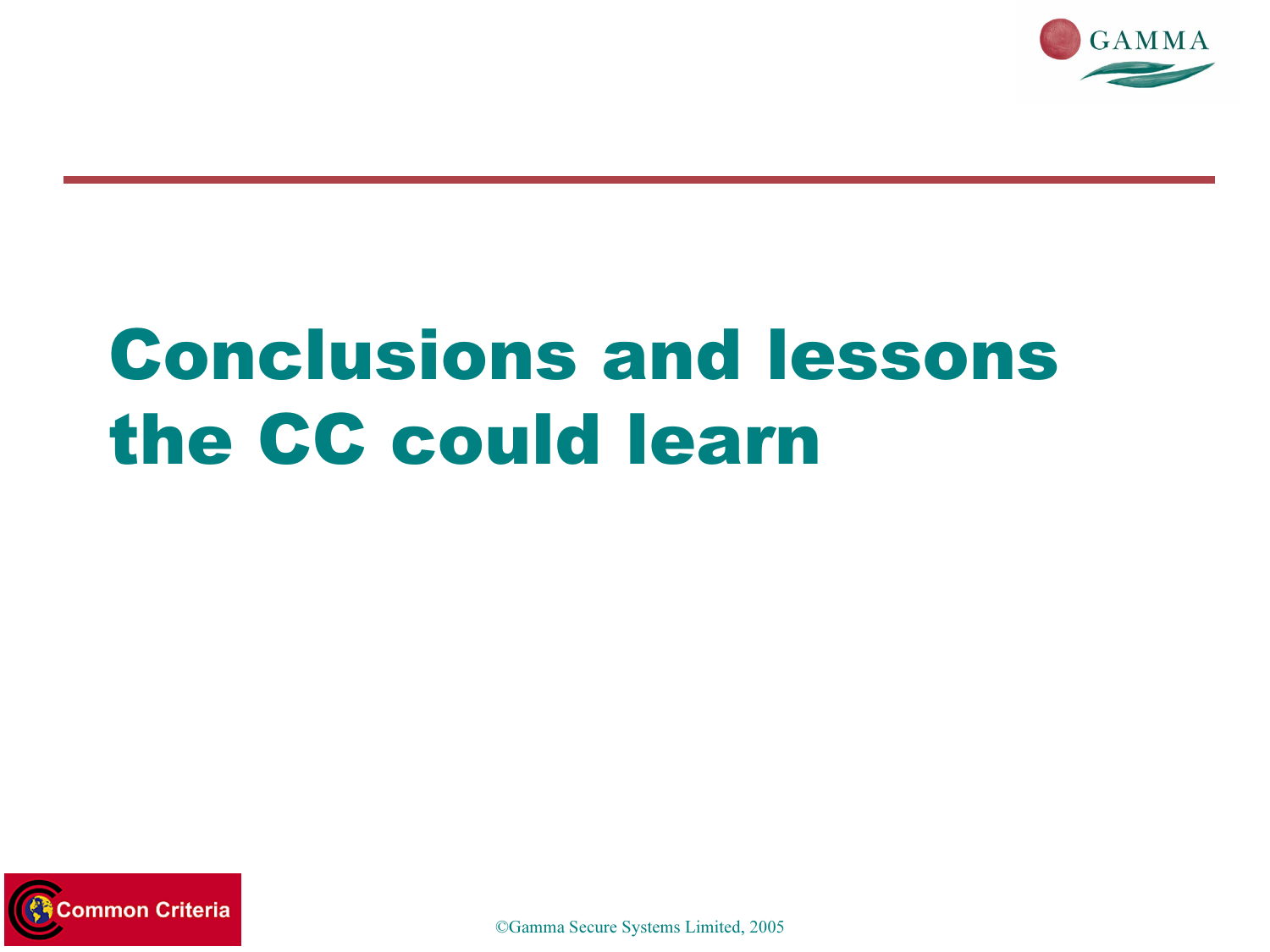# Conclusions and lessons the CC could learn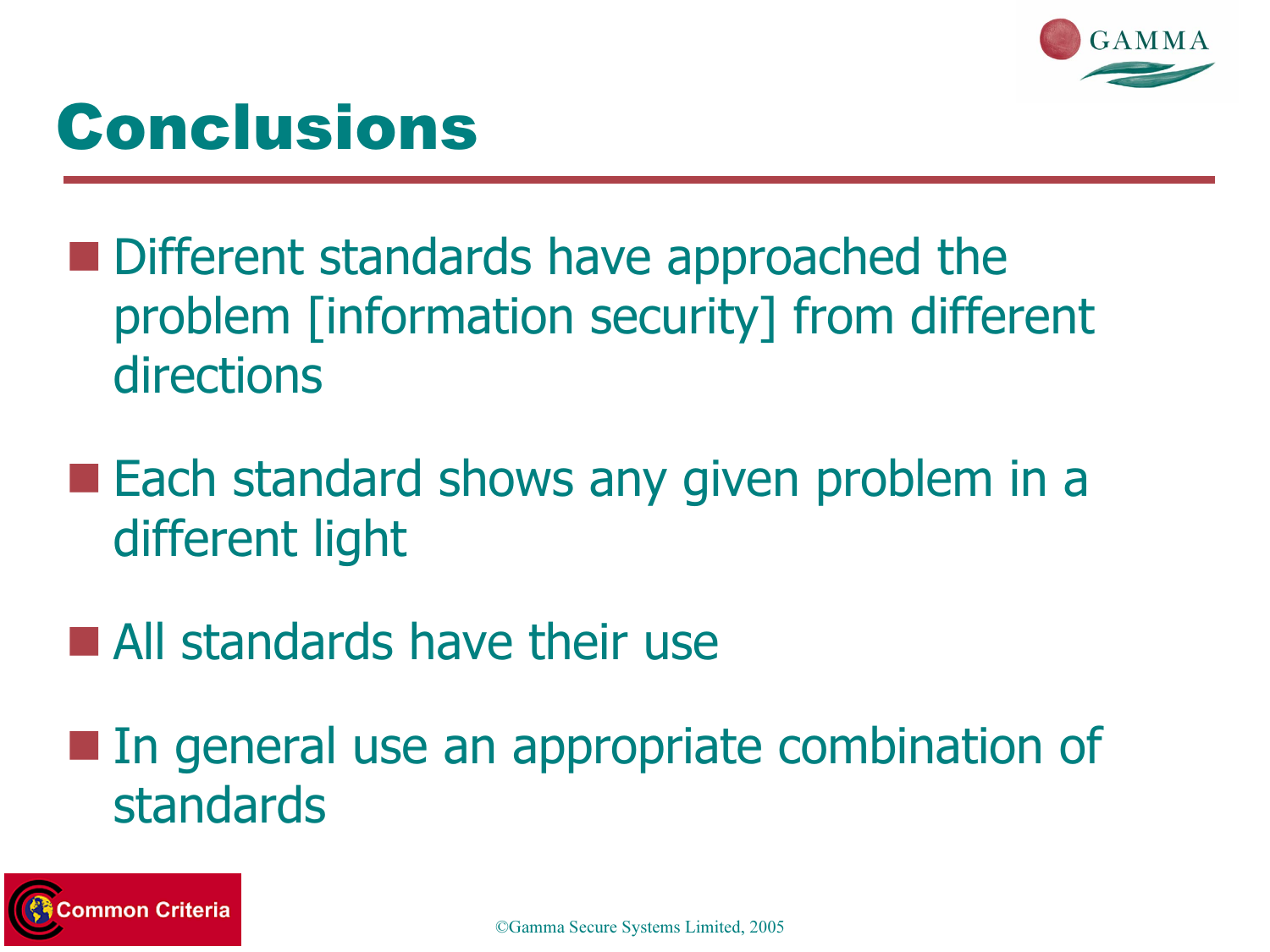# Conclusions

- Different standards have approached the problem [information security] from different directions
- Each standard shows any given problem in a different light
- All standards have their use
- In general use an appropriate combination of standards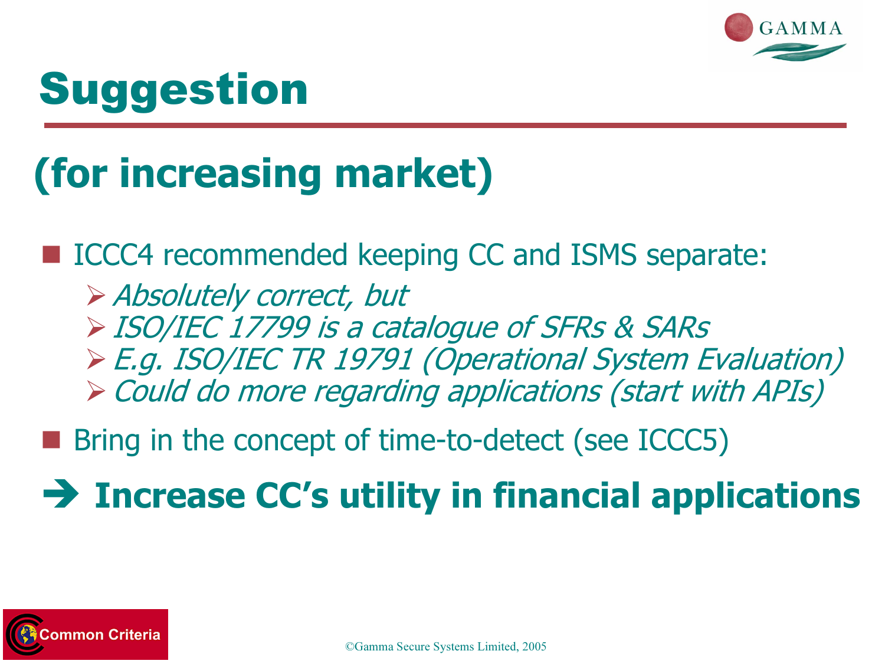# Suggestion

## (for increasing market)

- ICCC4 recommended keeping CC and ISMS separate:
  - *Absolutely correct, but*
  - *ISO/IEC 17799 is a catalogue of SFRs & SARs*
  - *E.g. ISO/IEC TR 19791 (Operational System Evaluation)*
  - *Could do more regarding applications (start with APIs)*
- Bring in the concept of time-to-detect (see ICCC5)

**➔ Increase CC's utility in financial applications**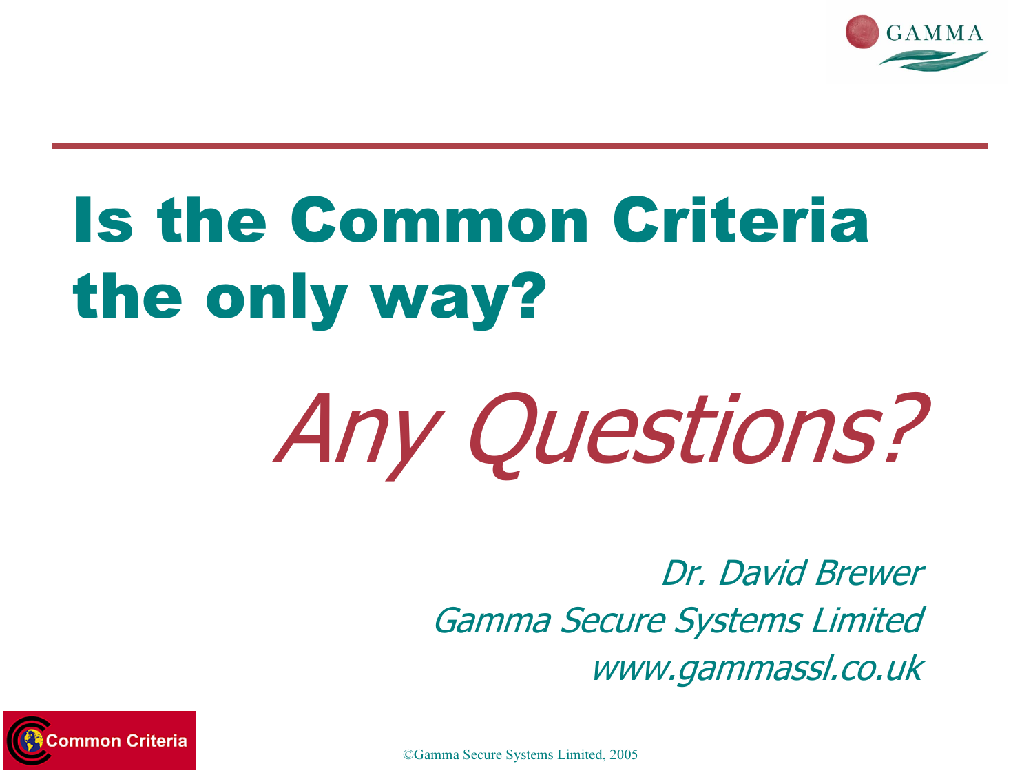# Is the Common Criteria the only way?

*Any Questions?*

*Dr. David Brewer*
*Gamma Secure Systems Limited*
*www.gammassl.co.uk*

©Gamma Secure Systems Limited, 2005